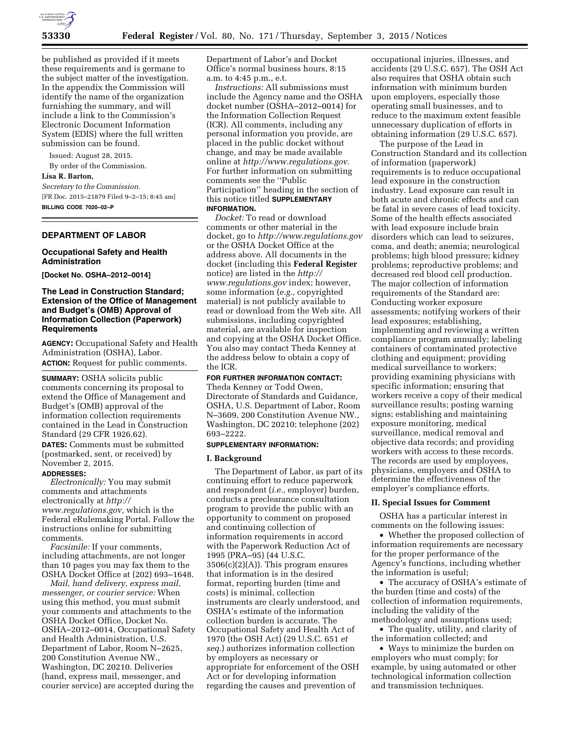be published as provided if it meets these requirements and is germane to the subject matter of the investigation. In the appendix the Commission will identify the name of the organization furnishing the summary, and will include a link to the Commission's Electronic Document Information System (EDIS) where the full written submission can be found.

Issued: August 28, 2015.

By order of the Commission.

**Lisa R. Barton,**

*Secretary to the Commission.*

[FR Doc. 2015–21879 Filed 9–2–15; 8:45 am]

**BILLING CODE 7020–02–P**

## DEPARTMENT OF LABOR

### Occupational Safety and Health Administration

**[Docket No. OSHA–2012–0014]**

### The Lead in Construction Standard; Extension of the Office of Management and Budget's (OMB) Approval of Information Collection (Paperwork) Requirements

**AGENCY:** Occupational Safety and Health Administration (OSHA), Labor.

**ACTION:** Request for public comments.

**SUMMARY:** OSHA solicits public comments concerning its proposal to extend the Office of Management and Budget's (OMB) approval of the information collection requirements contained in the Lead in Construction Standard (29 CFR 1926.62).

**DATES:** Comments must be submitted (postmarked, sent, or received) by November 2, 2015.

**ADDRESSES:**

*Electronically:* You may submit comments and attachments electronically at *http://www.regulations.gov,* which is the Federal eRulemaking Portal. Follow the instructions online for submitting comments.

*Facsimile:* If your comments, including attachments, are not longer than 10 pages you may fax them to the OSHA Docket Office at (202) 693–1648.

*Mail, hand delivery, express mail, messenger, or courier service:* When using this method, you must submit your comments and attachments to the OSHA Docket Office, Docket No. OSHA–2012–0014, Occupational Safety and Health Administration, U.S. Department of Labor, Room N–2625, 200 Constitution Avenue NW., Washington, DC 20210. Deliveries (hand, express mail, messenger, and courier service) are accepted during the Department of Labor's and Docket Office's normal business hours, 8:15 a.m. to 4:45 p.m., e.t.

*Instructions:* All submissions must include the Agency name and the OSHA docket number (OSHA–2012–0014) for the Information Collection Request (ICR). All comments, including any personal information you provide, are placed in the public docket without change, and may be made available online at *http://www.regulations.gov.* For further information on submitting comments see the ''Public Participation'' heading in the section of this notice titled **SUPPLEMENTARY INFORMATION.**

*Docket:* To read or download comments or other material in the docket, go to *http://www.regulations.gov* or the OSHA Docket Office at the address above. All documents in the docket (including this **Federal Register** notice) are listed in the *http://www.regulations.gov* index; however, some information (*e.g.,* copyrighted material) is not publicly available to read or download from the Web site. All submissions, including copyrighted material, are available for inspection and copying at the OSHA Docket Office. You also may contact Theda Kenney at the address below to obtain a copy of the ICR.

**FOR FURTHER INFORMATION CONTACT:** Theda Kenney or Todd Owen, Directorate of Standards and Guidance, OSHA, U.S. Department of Labor, Room N–3609, 200 Constitution Avenue NW., Washington, DC 20210; telephone (202) 693–2222.

**SUPPLEMENTARY INFORMATION:**

### I. Background

The Department of Labor, as part of its continuing effort to reduce paperwork and respondent (*i.e.,* employer) burden, conducts a preclearance consultation program to provide the public with an opportunity to comment on proposed and continuing collection of information requirements in accord with the Paperwork Reduction Act of 1995 (PRA–95) (44 U.S.C. 3506(c)(2)(A)). This program ensures that information is in the desired format, reporting burden (time and costs) is minimal, collection instruments are clearly understood, and OSHA's estimate of the information collection burden is accurate. The Occupational Safety and Health Act of 1970 (the OSH Act) (29 U.S.C. 651 *et seq.*) authorizes information collection by employers as necessary or appropriate for enforcement of the OSH Act or for developing information regarding the causes and prevention of occupational injuries, illnesses, and accidents (29 U.S.C. 657). The OSH Act also requires that OSHA obtain such information with minimum burden upon employers, especially those operating small businesses, and to reduce to the maximum extent feasible unnecessary duplication of efforts in obtaining information (29 U.S.C. 657).

The purpose of the Lead in Construction Standard and its collection of information (paperwork) requirements is to reduce occupational lead exposure in the construction industry. Lead exposure can result in both acute and chronic effects and can be fatal in severe cases of lead toxicity. Some of the health effects associated with lead exposure include brain disorders which can lead to seizures, coma, and death; anemia; neurological problems; high blood pressure; kidney problems; reproductive problems; and decreased red blood cell production. The major collection of information requirements of the Standard are: Conducting worker exposure assessments; notifying workers of their lead exposures; establishing, implementing and reviewing a written compliance program annually; labeling containers of contaminated protective clothing and equipment; providing medical surveillance to workers; providing examining physicians with specific information; ensuring that workers receive a copy of their medical surveillance results; posting warning signs; establishing and maintaining exposure monitoring, medical surveillance, medical removal and objective data records; and providing workers with access to these records. The records are used by employees, physicians, employers and OSHA to determine the effectiveness of the employer's compliance efforts.

### II. Special Issues for Comment

OSHA has a particular interest in comments on the following issues:

- Whether the proposed collection of information requirements are necessary for the proper performance of the Agency's functions, including whether the information is useful;
- The accuracy of OSHA's estimate of the burden (time and costs) of the collection of information requirements, including the validity of the methodology and assumptions used;
- The quality, utility, and clarity of the information collected; and
- Ways to minimize the burden on employers who must comply; for example, by using automated or other technological information collection and transmission techniques.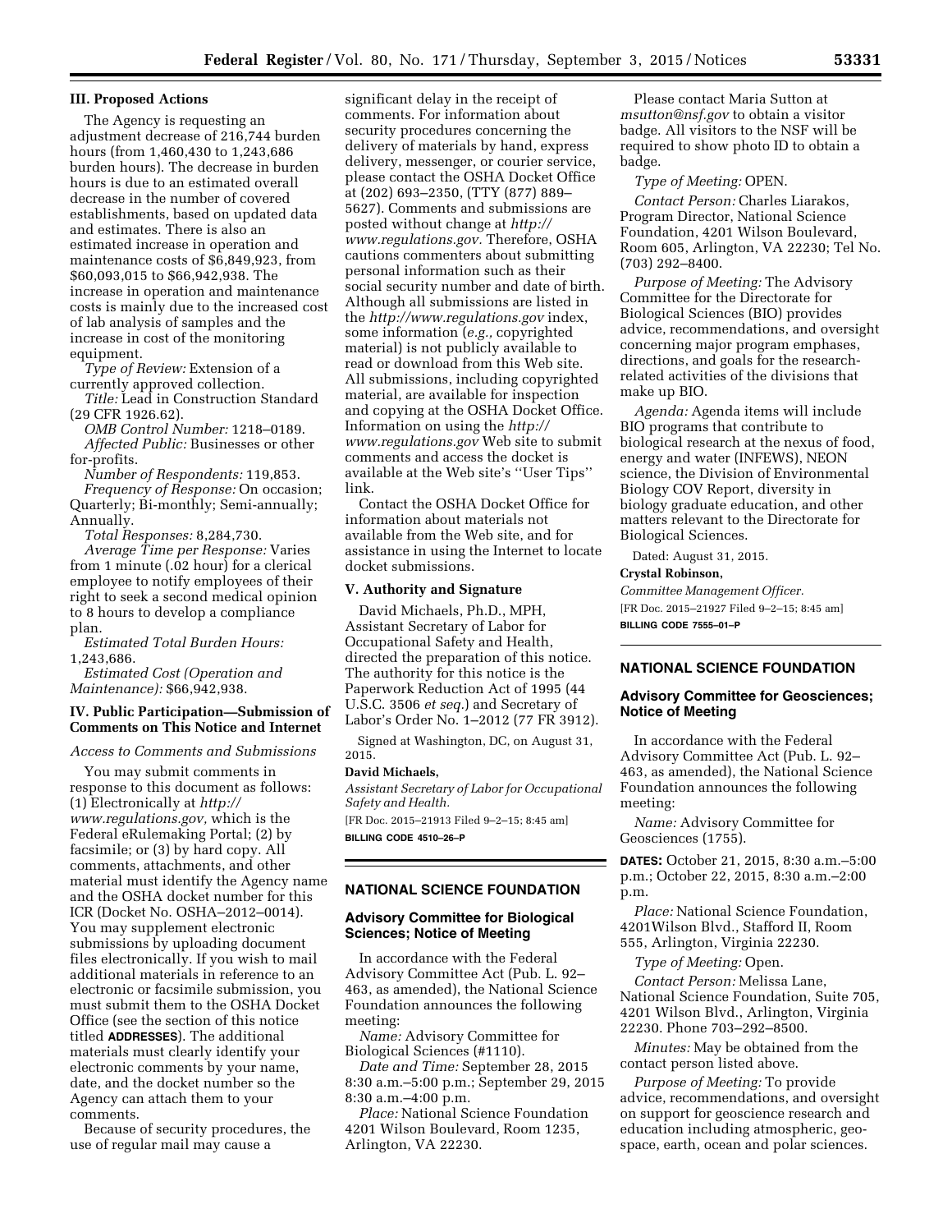### III. Proposed Actions

The Agency is requesting an adjustment decrease of 216,744 burden hours (from 1,460,430 to 1,243,686 burden hours). The decrease in burden hours is due to an estimated overall decrease in the number of covered establishments, based on updated data and estimates. There is also an estimated increase in operation and maintenance costs of $6,849,923, from $60,093,015 to $66,942,938. The increase in operation and maintenance costs is mainly due to the increased cost of lab analysis of samples and the increase in cost of the monitoring equipment.

*Type of Review:* Extension of a currently approved collection.

*Title:* Lead in Construction Standard (29 CFR 1926.62).

*OMB Control Number:* 1218–0189.

*Affected Public:* Businesses or other for-profits.

*Number of Respondents:* 119,853.

*Frequency of Response:* On occasion; Quarterly; Bi-monthly; Semi-annually; Annually.

*Total Responses:* 8,284,730.

*Average Time per Response:* Varies from 1 minute (.02 hour) for a clerical employee to notify employees of their right to seek a second medical opinion to 8 hours to develop a compliance plan.

*Estimated Total Burden Hours:* 1,243,686.

*Estimated Cost (Operation and Maintenance):* $66,942,938.

### IV. Public Participation—Submission of Comments on This Notice and Internet

*Access to Comments and Submissions*

You may submit comments in response to this document as follows: (1) Electronically at *http://www.regulations.gov,* which is the Federal eRulemaking Portal; (2) by facsimile; or (3) by hard copy. All comments, attachments, and other material must identify the Agency name and the OSHA docket number for this ICR (Docket No. OSHA–2012–0014). You may supplement electronic submissions by uploading document files electronically. If you wish to mail additional materials in reference to an electronic or facsimile submission, you must submit them to the OSHA Docket Office (see the section of this notice titled **ADDRESSES**). The additional materials must clearly identify your electronic comments by your name, date, and the docket number so the Agency can attach them to your comments.

Because of security procedures, the use of regular mail may cause a significant delay in the receipt of comments. For information about security procedures concerning the delivery of materials by hand, express delivery, messenger, or courier service, please contact the OSHA Docket Office at (202) 693–2350, (TTY (877) 889–5627). Comments and submissions are posted without change at *http://www.regulations.gov.* Therefore, OSHA cautions commenters about submitting personal information such as their social security number and date of birth. Although all submissions are listed in the *http://www.regulations.gov* index, some information (*e.g.,* copyrighted material) is not publicly available to read or download from this Web site. All submissions, including copyrighted material, are available for inspection and copying at the OSHA Docket Office. Information on using the *http://www.regulations.gov* Web site to submit comments and access the docket is available at the Web site's ''User Tips'' link.

Contact the OSHA Docket Office for information about materials not available from the Web site, and for assistance in using the Internet to locate docket submissions.

### V. Authority and Signature

David Michaels, Ph.D., MPH, Assistant Secretary of Labor for Occupational Safety and Health, directed the preparation of this notice. The authority for this notice is the Paperwork Reduction Act of 1995 (44 U.S.C. 3506 *et seq.*) and Secretary of Labor's Order No. 1–2012 (77 FR 3912).

Signed at Washington, DC, on August 31, 2015.

**David Michaels,**

*Assistant Secretary of Labor for Occupational Safety and Health.*

[FR Doc. 2015–21913 Filed 9–2–15; 8:45 am]

**BILLING CODE 4510–26–P**

---

## NATIONAL SCIENCE FOUNDATION

### Advisory Committee for Biological Sciences; Notice of Meeting

In accordance with the Federal Advisory Committee Act (Pub. L. 92–463, as amended), the National Science Foundation announces the following meeting:

*Name:* Advisory Committee for Biological Sciences (#1110).

*Date and Time:* September 28, 2015 8:30 a.m.–5:00 p.m.; September 29, 2015 8:30 a.m.–4:00 p.m.

*Place:* National Science Foundation 4201 Wilson Boulevard, Room 1235, Arlington, VA 22230.

Please contact Maria Sutton at *msutton@nsf.gov* to obtain a visitor badge. All visitors to the NSF will be required to show photo ID to obtain a badge.

*Type of Meeting:* OPEN.

*Contact Person:* Charles Liarakos, Program Director, National Science Foundation, 4201 Wilson Boulevard, Room 605, Arlington, VA 22230; Tel No. (703) 292–8400.

*Purpose of Meeting:* The Advisory Committee for the Directorate for Biological Sciences (BIO) provides advice, recommendations, and oversight concerning major program emphases, directions, and goals for the research-related activities of the divisions that make up BIO.

*Agenda:* Agenda items will include BIO programs that contribute to biological research at the nexus of food, energy and water (INFEWS), NEON science, the Division of Environmental Biology COV Report, diversity in biology graduate education, and other matters relevant to the Directorate for Biological Sciences.

Dated: August 31, 2015.

**Crystal Robinson,**

*Committee Management Officer.*

[FR Doc. 2015–21927 Filed 9–2–15; 8:45 am]

**BILLING CODE 7555–01–P**

---

## NATIONAL SCIENCE FOUNDATION

### Advisory Committee for Geosciences; Notice of Meeting

In accordance with the Federal Advisory Committee Act (Pub. L. 92–463, as amended), the National Science Foundation announces the following meeting:

*Name:* Advisory Committee for Geosciences (1755).

**DATES:** October 21, 2015, 8:30 a.m.–5:00 p.m.; October 22, 2015, 8:30 a.m.–2:00 p.m.

*Place:* National Science Foundation, 4201Wilson Blvd., Stafford II, Room 555, Arlington, Virginia 22230.

*Type of Meeting:* Open.

*Contact Person:* Melissa Lane, National Science Foundation, Suite 705, 4201 Wilson Blvd., Arlington, Virginia 22230. Phone 703–292–8500.

*Minutes:* May be obtained from the contact person listed above.

*Purpose of Meeting:* To provide advice, recommendations, and oversight on support for geoscience research and education including atmospheric, geo-space, earth, ocean and polar sciences.